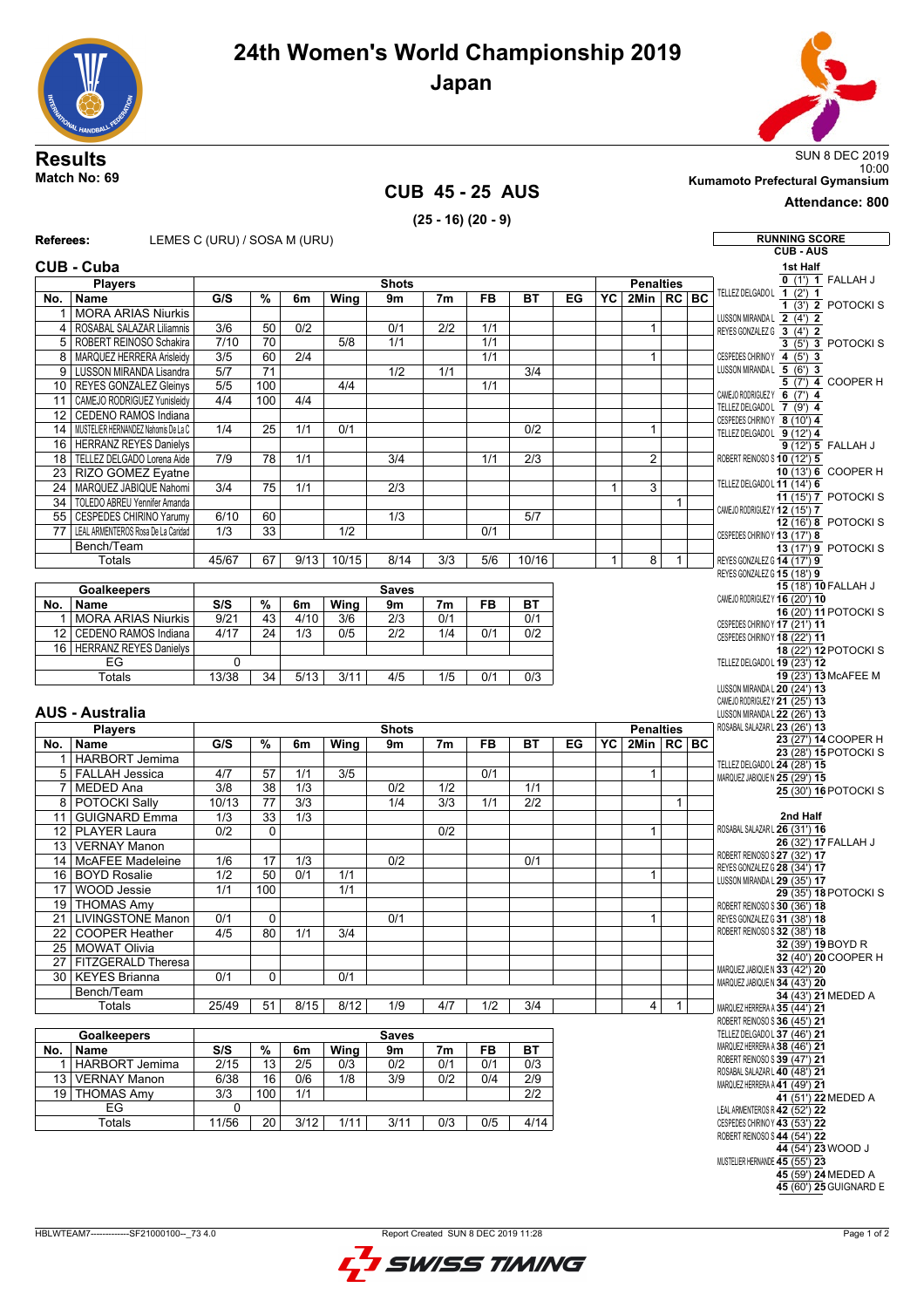# 24th Women's World Championship 2019

## Japan

**Results**

**Match No: 69**

SUN 8 DEC 2019
10:00
**Kumamoto Prefectural Gymnasium**

**Attendance: 800**

## CUB 45 - 25 AUS

**(25 - 16) (20 - 9)**

**Referees:** LEMES C (URU) / SOSA M (URU)

### CUB - Cuba

| No. | Name | G/S | % | 6m | Wing | 9m | 7m | FB | BT | EG | YC | 2Min | RC | BC |
|---|---|---|---|---|---|---|---|---|---|---|---|---|---|---|
| | **Players** | **Shots** | | | | | | | | | **Penalties** | | | |
| 1 | MORA ARIAS Niurkis | | | | | | | | | | | | | |
| 4 | ROSABAL SALAZAR Liliamnis | 3/6 | 50 | 0/2 | | 0/1 | 2/2 | 1/1 | | | | 1 | | |
| 5 | ROBERT REINOSO Schakira | 7/10 | 70 | | 5/8 | 1/1 | | 1/1 | | | | | | |
| 8 | MARQUEZ HERRERA Arisleidy | 3/5 | 60 | 2/4 | | | | 1/1 | | | | 1 | | |
| 9 | LUSSON MIRANDA Lisandra | 5/7 | 71 | | | 1/2 | 1/1 | | 3/4 | | | | | |
| 10 | REYES GONZALEZ Gleinys | 5/5 | 100 | | 4/4 | | | 1/1 | | | | | | |
| 11 | CAMEJO RODRIGUEZ Yunisleidy | 4/4 | 100 | 4/4 | | | | | | | | | | |
| 12 | CEDENO RAMOS Indiana | | | | | | | | | | | | | |
| 14 | MUSTELIER HERNANDEZ Nahomis De La C | 1/4 | 25 | 1/1 | 0/1 | | | | 0/2 | | | 1 | | |
| 16 | HERRANZ REYES Danielys | | | | | | | | | | | | | |
| 18 | TELLEZ DELGADO Lorena Aide | 7/9 | 78 | 1/1 | | 3/4 | | 1/1 | 2/3 | | | 2 | | |
| 23 | RIZO GOMEZ Eyatne | | | | | | | | | | | | | |
| 24 | MARQUEZ JABIQUE Nahomi | 3/4 | 75 | 1/1 | | 2/3 | | | | | 1 | 3 | | |
| 34 | TOLEDO ABREU Yennifer Amanda | | | | | | | | | | | | 1 | |
| 55 | CESPEDES CHIRINO Yarumy | 6/10 | 60 | | | 1/3 | | | 5/7 | | | | | |
| 77 | LEAL ARMENTEROS Rosa De La Caridad | 1/3 | 33 | | 1/2 | | | 0/1 | | | | | | |
| | Bench/Team | | | | | | | | | | | | | |
| | Totals | 45/67 | 67 | 9/13 | 10/15 | 8/14 | 3/3 | 5/6 | 10/16 | | 1 | 8 | 1 | |

| No. | Name | S/S | % | 6m | Wing | 9m | 7m | FB | BT |
|---|---|---|---|---|---|---|---|---|---|
| | **Goalkeepers** | **Saves** | | | | | | | |
| 1 | MORA ARIAS Niurkis | 9/21 | 43 | 4/10 | 3/6 | 2/3 | 0/1 | | 0/1 |
| 12 | CEDENO RAMOS Indiana | 4/17 | 24 | 1/3 | 0/5 | 2/2 | 1/4 | 0/1 | 0/2 |
| 16 | HERRANZ REYES Danielys | | | | | | | | |
| | EG | 0 | | | | | | | |
| | Totals | 13/38 | 34 | 5/13 | 3/11 | 4/5 | 1/5 | 0/1 | 0/3 |

### AUS - Australia

| No. | Name | G/S | % | 6m | Wing | 9m | 7m | FB | BT | EG | YC | 2Min | RC | BC |
|---|---|---|---|---|---|---|---|---|---|---|---|---|---|---|
| | **Players** | **Shots** | | | | | | | | | **Penalties** | | | |
| 1 | HARBORT Jemima | | | | | | | | | | | | | |
| 5 | FALLAH Jessica | 4/7 | 57 | 1/1 | 3/5 | | | 0/1 | | | | 1 | | |
| 7 | MEDED Ana | 3/8 | 38 | 1/3 | | 0/2 | 1/2 | | 1/1 | | | | | |
| 8 | POTOCKI Sally | 10/13 | 77 | 3/3 | | 1/4 | 3/3 | 1/1 | 2/2 | | | | 1 | |
| 11 | GUIGNARD Emma | 1/3 | 33 | 1/3 | | | | | | | | | | |
| 12 | PLAYER Laura | 0/2 | 0 | | | | 0/2 | | | | | 1 | | |
| 13 | VERNAY Manon | | | | | | | | | | | | | |
| 14 | McAFEE Madeleine | 1/6 | 17 | 1/3 | | 0/2 | | | 0/1 | | | | | |
| 16 | BOYD Rosalie | 1/2 | 50 | 0/1 | 1/1 | | | | | | | 1 | | |
| 17 | WOOD Jessie | 1/1 | 100 | | 1/1 | | | | | | | | | |
| 19 | THOMAS Amy | | | | | | | | | | | | | |
| 21 | LIVINGSTONE Manon | 0/1 | 0 | | | 0/1 | | | | | | 1 | | |
| 22 | COOPER Heather | 4/5 | 80 | 1/1 | 3/4 | | | | | | | | | |
| 25 | MOWAT Olivia | | | | | | | | | | | | | |
| 27 | FITZGERALD Theresa | | | | | | | | | | | | | |
| 30 | KEYES Brianna | 0/1 | 0 | | 0/1 | | | | | | | | | |
| | Bench/Team | | | | | | | | | | | | | |
| | Totals | 25/49 | 51 | 8/15 | 8/12 | 1/9 | 4/7 | 1/2 | 3/4 | | | 4 | 1 | |

| No. | Name | S/S | % | 6m | Wing | 9m | 7m | FB | BT |
|---|---|---|---|---|---|---|---|---|---|
| | **Goalkeepers** | **Saves** | | | | | | | |
| 1 | HARBORT Jemima | 2/15 | 13 | 2/5 | 0/3 | 0/2 | 0/1 | 0/1 | 0/3 |
| 13 | VERNAY Manon | 6/38 | 16 | 0/6 | 1/8 | 3/9 | 0/2 | 0/4 | 2/9 |
| 19 | THOMAS Amy | 3/3 | 100 | 1/1 | | | | | 2/2 |
| | EG | 0 | | | | | | | |
| | Totals | 11/56 | 20 | 3/12 | 1/11 | 3/11 | 0/3 | 0/5 | 4/14 |

### RUNNING SCORE

**CUB - AUS**

**1st Half**

| CUB | Score | AUS |
|---|---|---|
| | 0 (1') 1 | FALLAH J |
| TELLEZ DELGADO L | 1 (2') 1 | |
| | 1 (3') 2 | POTOCKI S |
| LUSSON MIRANDA L | 2 (4') 2 | |
| REYES GONZALEZ G | 3 (4') 2 | |
| | 3 (5') 3 | POTOCKI S |
| CESPEDES CHIRINO Y | 4 (5') 3 | |
| LUSSON MIRANDA L | 5 (6') 3 | |
| | 5 (7') 4 | COOPER H |
| CAMEJO RODRIGUEZ Y | 6 (7') 4 | |
| TELLEZ DELGADO L | 7 (9') 4 | |
| CESPEDES CHIRINO Y | 8 (10') 4 | |
| TELLEZ DELGADO L | 9 (12') 4 | |
| | 9 (12') 5 | FALLAH J |
| ROBERT REINOSO S | 10 (12') 5 | |
| | 10 (13') 6 | COOPER H |
| TELLEZ DELGADO L | 11 (14') 6 | |
| | 11 (15') 7 | POTOCKI S |
| CAMEJO RODRIGUEZ Y | 12 (15') 7 | |
| | 12 (16') 8 | POTOCKI S |
| CESPEDES CHIRINO Y | 13 (17') 8 | |
| | 13 (17') 9 | POTOCKI S |
| REYES GONZALEZ G | 14 (17') 9 | |
| REYES GONZALEZ G | 15 (18') 9 | |
| | 15 (18') 10 | FALLAH J |
| CAMEJO RODRIGUEZ Y | 16 (20') 10 | |
| | 16 (20') 11 | POTOCKI S |
| CESPEDES CHIRINO Y | 17 (21') 11 | |
| CESPEDES CHIRINO Y | 18 (22') 11 | |
| | 18 (22') 12 | POTOCKI S |
| TELLEZ DELGADO L | 19 (23') 12 | |
| | 19 (23') 13 | McAFEE M |
| LUSSON MIRANDA L | 20 (24') 13 | |
| CAMEJO RODRIGUEZ Y | 21 (25') 13 | |
| LUSSON MIRANDA L | 22 (26') 13 | |
| ROSABAL SALAZAR L | 23 (26') 13 | |
| | 23 (27') 14 | COOPER H |
| | 23 (28') 15 | POTOCKI S |
| TELLEZ DELGADO L | 24 (28') 15 | |
| MARQUEZ JABIQUE N | 25 (29') 15 | |
| | 25 (30') 16 | POTOCKI S |

**2nd Half**

| CUB | Score | AUS |
|---|---|---|
| ROSABAL SALAZAR L | 26 (31') 16 | |
| | 26 (32') 17 | FALLAH J |
| ROBERT REINOSO S | 27 (32') 17 | |
| REYES GONZALEZ G | 28 (34') 17 | |
| LUSSON MIRANDA L | 29 (35') 17 | |
| | 29 (35') 18 | POTOCKI S |
| ROBERT REINOSO S | 30 (36') 18 | |
| REYES GONZALEZ G | 31 (38') 18 | |
| ROBERT REINOSO S | 32 (38') 18 | |
| | 32 (39') 19 | BOYD R |
| | 32 (40') 20 | COOPER H |
| MARQUEZ JABIQUE N | 33 (42') 20 | |
| MARQUEZ JABIQUE N | 34 (43') 20 | |
| | 34 (43') 21 | MEDED A |
| MARQUEZ HERRERA A | 35 (44') 21 | |
| ROBERT REINOSO S | 36 (45') 21 | |
| TELLEZ DELGADO L | 37 (46') 21 | |
| MARQUEZ HERRERA A | 38 (46') 21 | |
| ROBERT REINOSO S | 39 (47') 21 | |
| ROSABAL SALAZAR L | 40 (48') 21 | |
| MARQUEZ HERRERA A | 41 (49') 21 | |
| | 41 (51') 22 | MEDED A |
| LEAL ARMENTEROS R | 42 (52') 22 | |
| CESPEDES CHIRINO Y | 43 (53') 22 | |
| ROBERT REINOSO S | 44 (54') 22 | |
| | 44 (54') 23 | WOOD J |
| MUSTELIER HERNANDE | 45 (55') 23 | |
| | 45 (59') 24 | MEDED A |
| | 45 (60') 25 | GUIGNARD E |

HBLWTEAM7--------------SF21000100--_73 4.0 Report Created SUN 8 DEC 2019 11:28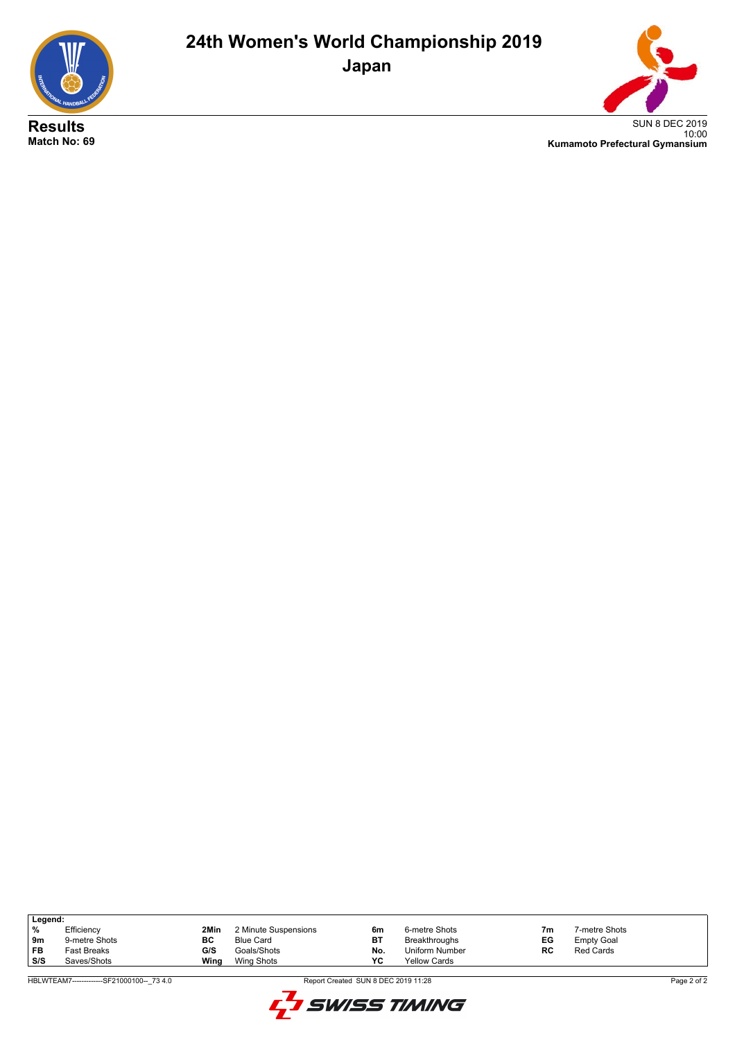# 24th Women's World Championship 2019

## Japan

**Results**
**Match No: 69**

SUN 8 DEC 2019
10:00
**Kumamoto Prefectural Gymansium**

| Legend: | | | | | | | |
|---|---|---|---|---|---|---|---|
| **%** | Efficiency | **2Min** | 2 Minute Suspensions | **6m** | 6-metre Shots | **7m** | 7-metre Shots |
| **9m** | 9-metre Shots | **BC** | Blue Card | **BT** | Breakthroughs | **EG** | Empty Goal |
| **FB** | Fast Breaks | **G/S** | Goals/Shots | **No.** | Uniform Number | **RC** | Red Cards |
| **S/S** | Saves/Shots | **Wing** | Wing Shots | **YC** | Yellow Cards | | |

HBLWTEAM7--------------SF21000100--_73 4.0    Report Created SUN 8 DEC 2019 11:28